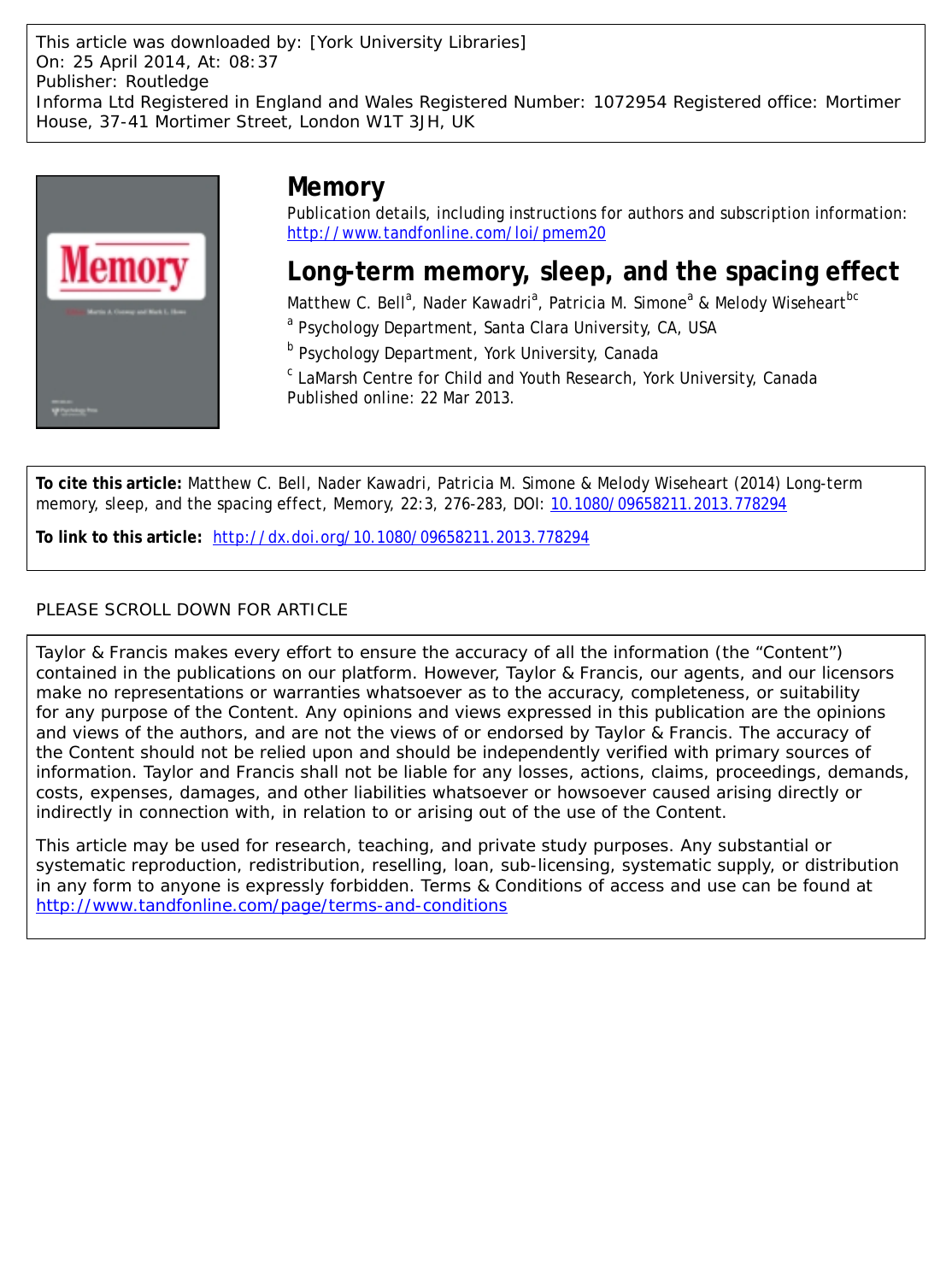This article was downloaded by: [York University Libraries]
On: 25 April 2014, At: 08:37
Publisher: Routledge
Informa Ltd Registered in England and Wales Registered Number: 1072954 Registered office: Mortimer House, 37-41 Mortimer Street, London W1T 3JH, UK

# Memory

Publication details, including instructions for authors and subscription information:
http://www.tandfonline.com/loi/pmem20

## Long-term memory, sleep, and the spacing effect

Matthew C. Bell[a], Nader Kawadri[a], Patricia M. Simone[a] & Melody Wiseheart[bc]

[a] Psychology Department, Santa Clara University, CA, USA

[b] Psychology Department, York University, Canada

[c] LaMarsh Centre for Child and Youth Research, York University, Canada

Published online: 22 Mar 2013.

**To cite this article:** Matthew C. Bell, Nader Kawadri, Patricia M. Simone & Melody Wiseheart (2014) Long-term memory, sleep, and the spacing effect, Memory, 22:3, 276-283, DOI: 10.1080/09658211.2013.778294

**To link to this article:** http://dx.doi.org/10.1080/09658211.2013.778294

PLEASE SCROLL DOWN FOR ARTICLE

Taylor & Francis makes every effort to ensure the accuracy of all the information (the "Content") contained in the publications on our platform. However, Taylor & Francis, our agents, and our licensors make no representations or warranties whatsoever as to the accuracy, completeness, or suitability for any purpose of the Content. Any opinions and views expressed in this publication are the opinions and views of the authors, and are not the views of or endorsed by Taylor & Francis. The accuracy of the Content should not be relied upon and should be independently verified with primary sources of information. Taylor and Francis shall not be liable for any losses, actions, claims, proceedings, demands, costs, expenses, damages, and other liabilities whatsoever or howsoever caused arising directly or indirectly in connection with, in relation to or arising out of the use of the Content.

This article may be used for research, teaching, and private study purposes. Any substantial or systematic reproduction, redistribution, reselling, loan, sub-licensing, systematic supply, or distribution in any form to anyone is expressly forbidden. Terms & Conditions of access and use can be found at http://www.tandfonline.com/page/terms-and-conditions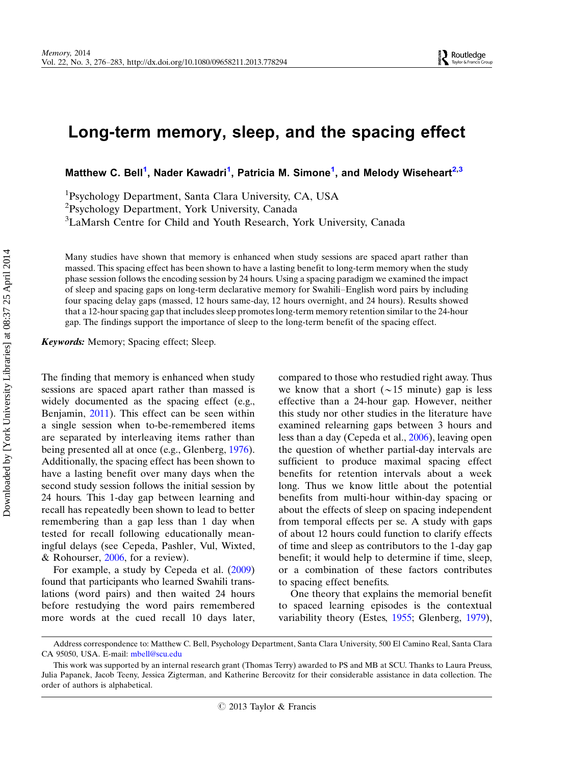# Long-term memory, sleep, and the spacing effect

**Matthew C. Bell[1], Nader Kawadri[1], Patricia M. Simone[1], and Melody Wiseheart[2,3]**

[1]Psychology Department, Santa Clara University, CA, USA
[2]Psychology Department, York University, Canada
[3]LaMarsh Centre for Child and Youth Research, York University, Canada

Many studies have shown that memory is enhanced when study sessions are spaced apart rather than massed. This spacing effect has been shown to have a lasting benefit to long-term memory when the study phase session follows the encoding session by 24 hours. Using a spacing paradigm we examined the impact of sleep and spacing gaps on long-term declarative memory for Swahili–English word pairs by including four spacing delay gaps (massed, 12 hours same-day, 12 hours overnight, and 24 hours). Results showed that a 12-hour spacing gap that includes sleep promotes long-term memory retention similar to the 24-hour gap. The findings support the importance of sleep to the long-term benefit of the spacing effect.

***Keywords:*** Memory; Spacing effect; Sleep.

The finding that memory is enhanced when study sessions are spaced apart rather than massed is widely documented as the spacing effect (e.g., Benjamin, 2011). This effect can be seen within a single session when to-be-remembered items are separated by interleaving items rather than being presented all at once (e.g., Glenberg, 1976). Additionally, the spacing effect has been shown to have a lasting benefit over many days when the second study session follows the initial session by 24 hours. This 1-day gap between learning and recall has repeatedly been shown to lead to better remembering than a gap less than 1 day when tested for recall following educationally meaningful delays (see Cepeda, Pashler, Vul, Wixted, & Rohourser, 2006, for a review).

For example, a study by Cepeda et al. (2009) found that participants who learned Swahili translations (word pairs) and then waited 24 hours before restudying the word pairs remembered more words at the cued recall 10 days later, compared to those who restudied right away. Thus we know that a short (~15 minute) gap is less effective than a 24-hour gap. However, neither this study nor other studies in the literature have examined relearning gaps between 3 hours and less than a day (Cepeda et al., 2006), leaving open the question of whether partial-day intervals are sufficient to produce maximal spacing effect benefits for retention intervals about a week long. Thus we know little about the potential benefits from multi-hour within-day spacing or about the effects of sleep on spacing independent from temporal effects per se. A study with gaps of about 12 hours could function to clarify effects of time and sleep as contributors to the 1-day gap benefit; it would help to determine if time, sleep, or a combination of these factors contributes to spacing effect benefits.

One theory that explains the memorial benefit to spaced learning episodes is the contextual variability theory (Estes, 1955; Glenberg, 1979),

Address correspondence to: Matthew C. Bell, Psychology Department, Santa Clara University, 500 El Camino Real, Santa Clara CA 95050, USA. E-mail: mbell@scu.edu

This work was supported by an internal research grant (Thomas Terry) awarded to PS and MB at SCU. Thanks to Laura Preuss, Julia Papanek, Jacob Teeny, Jessica Zigterman, and Katherine Bercovitz for their considerable assistance in data collection. The order of authors is alphabetical.

© 2013 Taylor & Francis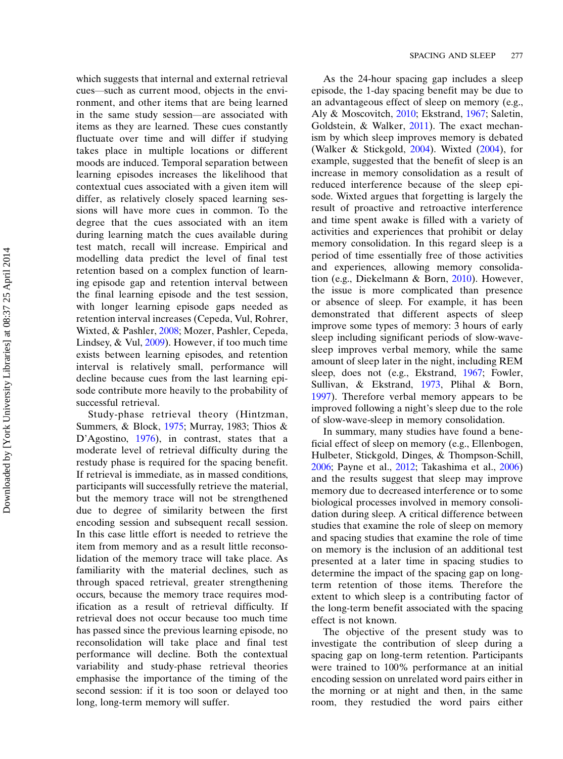which suggests that internal and external retrieval cues—such as current mood, objects in the environment, and other items that are being learned in the same study session—are associated with items as they are learned. These cues constantly fluctuate over time and will differ if studying takes place in multiple locations or different moods are induced. Temporal separation between learning episodes increases the likelihood that contextual cues associated with a given item will differ, as relatively closely spaced learning sessions will have more cues in common. To the degree that the cues associated with an item during learning match the cues available during test match, recall will increase. Empirical and modelling data predict the level of final test retention based on a complex function of learning episode gap and retention interval between the final learning episode and the test session, with longer learning episode gaps needed as retention interval increases (Cepeda, Vul, Rohrer, Wixted, & Pashler, 2008; Mozer, Pashler, Cepeda, Lindsey, & Vul, 2009). However, if too much time exists between learning episodes, and retention interval is relatively small, performance will decline because cues from the last learning episode contribute more heavily to the probability of successful retrieval.

Study-phase retrieval theory (Hintzman, Summers, & Block, 1975; Murray, 1983; Thios & D'Agostino, 1976), in contrast, states that a moderate level of retrieval difficulty during the restudy phase is required for the spacing benefit. If retrieval is immediate, as in massed conditions, participants will successfully retrieve the material, but the memory trace will not be strengthened due to degree of similarity between the first encoding session and subsequent recall session. In this case little effort is needed to retrieve the item from memory and as a result little reconsolidation of the memory trace will take place. As familiarity with the material declines, such as through spaced retrieval, greater strengthening occurs, because the memory trace requires modification as a result of retrieval difficulty. If retrieval does not occur because too much time has passed since the previous learning episode, no reconsolidation will take place and final test performance will decline. Both the contextual variability and study-phase retrieval theories emphasise the importance of the timing of the second session: if it is too soon or delayed too long, long-term memory will suffer.

As the 24-hour spacing gap includes a sleep episode, the 1-day spacing benefit may be due to an advantageous effect of sleep on memory (e.g., Aly & Moscovitch, 2010; Ekstrand, 1967; Saletin, Goldstein, & Walker, 2011). The exact mechanism by which sleep improves memory is debated (Walker & Stickgold, 2004). Wixted (2004), for example, suggested that the benefit of sleep is an increase in memory consolidation as a result of reduced interference because of the sleep episode. Wixted argues that forgetting is largely the result of proactive and retroactive interference and time spent awake is filled with a variety of activities and experiences that prohibit or delay memory consolidation. In this regard sleep is a period of time essentially free of those activities and experiences, allowing memory consolidation (e.g., Diekelmann & Born, 2010). However, the issue is more complicated than presence or absence of sleep. For example, it has been demonstrated that different aspects of sleep improve some types of memory: 3 hours of early sleep including significant periods of slow-wave-sleep improves verbal memory, while the same amount of sleep later in the night, including REM sleep, does not (e.g., Ekstrand, 1967; Fowler, Sullivan, & Ekstrand, 1973, Plihal & Born, 1997). Therefore verbal memory appears to be improved following a night's sleep due to the role of slow-wave-sleep in memory consolidation.

In summary, many studies have found a beneficial effect of sleep on memory (e.g., Ellenbogen, Hulbeter, Stickgold, Dinges, & Thompson-Schill, 2006; Payne et al., 2012; Takashima et al., 2006) and the results suggest that sleep may improve memory due to decreased interference or to some biological processes involved in memory consolidation during sleep. A critical difference between studies that examine the role of sleep on memory and spacing studies that examine the role of time on memory is the inclusion of an additional test presented at a later time in spacing studies to determine the impact of the spacing gap on long-term retention of those items. Therefore the extent to which sleep is a contributing factor of the long-term benefit associated with the spacing effect is not known.

The objective of the present study was to investigate the contribution of sleep during a spacing gap on long-term retention. Participants were trained to 100% performance at an initial encoding session on unrelated word pairs either in the morning or at night and then, in the same room, they restudied the word pairs either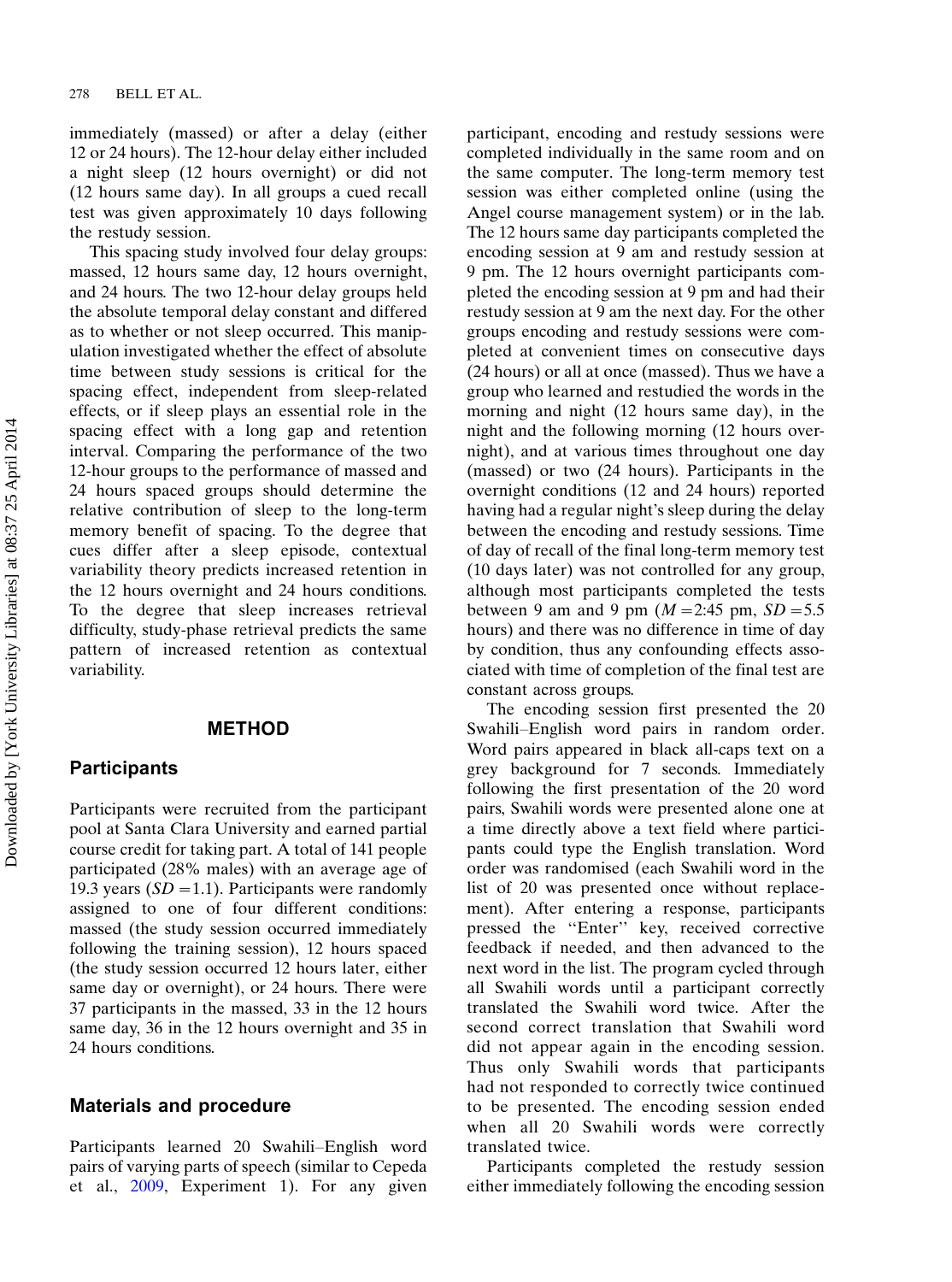immediately (massed) or after a delay (either 12 or 24 hours). The 12-hour delay either included a night sleep (12 hours overnight) or did not (12 hours same day). In all groups a cued recall test was given approximately 10 days following the restudy session.

This spacing study involved four delay groups: massed, 12 hours same day, 12 hours overnight, and 24 hours. The two 12-hour delay groups held the absolute temporal delay constant and differed as to whether or not sleep occurred. This manipulation investigated whether the effect of absolute time between study sessions is critical for the spacing effect, independent from sleep-related effects, or if sleep plays an essential role in the spacing effect with a long gap and retention interval. Comparing the performance of the two 12-hour groups to the performance of massed and 24 hours spaced groups should determine the relative contribution of sleep to the long-term memory benefit of spacing. To the degree that cues differ after a sleep episode, contextual variability theory predicts increased retention in the 12 hours overnight and 24 hours conditions. To the degree that sleep increases retrieval difficulty, study-phase retrieval predicts the same pattern of increased retention as contextual variability.

## METHOD

### Participants

Participants were recruited from the participant pool at Santa Clara University and earned partial course credit for taking part. A total of 141 people participated (28% males) with an average age of 19.3 years ($SD = 1.1$). Participants were randomly assigned to one of four different conditions: massed (the study session occurred immediately following the training session), 12 hours spaced (the study session occurred 12 hours later, either same day or overnight), or 24 hours. There were 37 participants in the massed, 33 in the 12 hours same day, 36 in the 12 hours overnight and 35 in 24 hours conditions.

### Materials and procedure

Participants learned 20 Swahili–English word pairs of varying parts of speech (similar to Cepeda et al., 2009, Experiment 1). For any given participant, encoding and restudy sessions were completed individually in the same room and on the same computer. The long-term memory test session was either completed online (using the Angel course management system) or in the lab. The 12 hours same day participants completed the encoding session at 9 am and restudy session at 9 pm. The 12 hours overnight participants completed the encoding session at 9 pm and had their restudy session at 9 am the next day. For the other groups encoding and restudy sessions were completed at convenient times on consecutive days (24 hours) or all at once (massed). Thus we have a group who learned and restudied the words in the morning and night (12 hours same day), in the night and the following morning (12 hours overnight), and at various times throughout one day (massed) or two (24 hours). Participants in the overnight conditions (12 and 24 hours) reported having had a regular night's sleep during the delay between the encoding and restudy sessions. Time of day of recall of the final long-term memory test (10 days later) was not controlled for any group, although most participants completed the tests between 9 am and 9 pm ($M = $2:45 pm, $SD = 5.5$ hours) and there was no difference in time of day by condition, thus any confounding effects associated with time of completion of the final test are constant across groups.

The encoding session first presented the 20 Swahili–English word pairs in random order. Word pairs appeared in black all-caps text on a grey background for 7 seconds. Immediately following the first presentation of the 20 word pairs, Swahili words were presented alone one at a time directly above a text field where participants could type the English translation. Word order was randomised (each Swahili word in the list of 20 was presented once without replacement). After entering a response, participants pressed the "Enter" key, received corrective feedback if needed, and then advanced to the next word in the list. The program cycled through all Swahili words until a participant correctly translated the Swahili word twice. After the second correct translation that Swahili word did not appear again in the encoding session. Thus only Swahili words that participants had not responded to correctly twice continued to be presented. The encoding session ended when all 20 Swahili words were correctly translated twice.

Participants completed the restudy session either immediately following the encoding session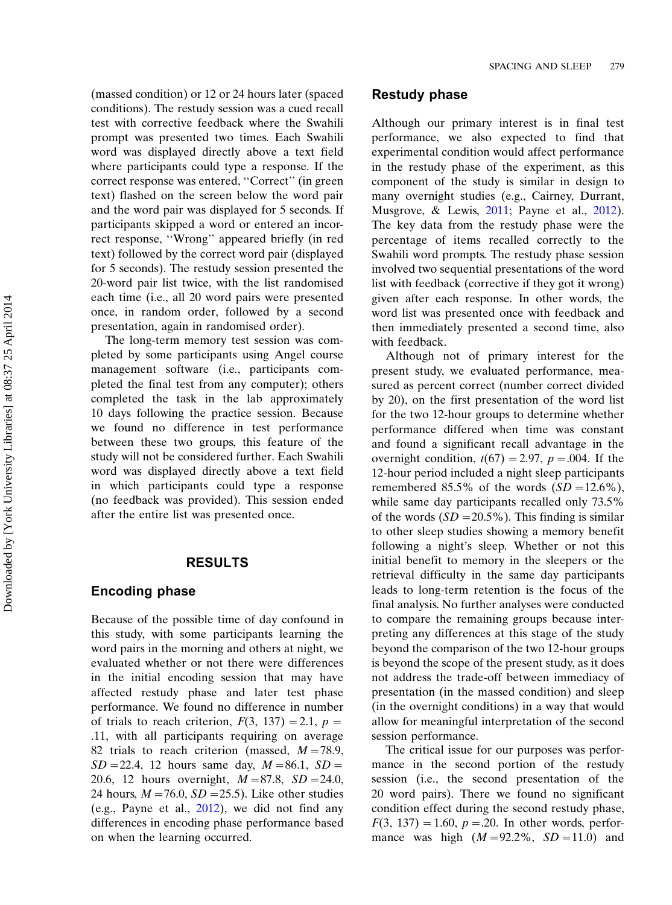(massed condition) or 12 or 24 hours later (spaced conditions). The restudy session was a cued recall test with corrective feedback where the Swahili prompt was presented two times. Each Swahili word was displayed directly above a text field where participants could type a response. If the correct response was entered, ''Correct'' (in green text) flashed on the screen below the word pair and the word pair was displayed for 5 seconds. If participants skipped a word or entered an incorrect response, ''Wrong'' appeared briefly (in red text) followed by the correct word pair (displayed for 5 seconds). The restudy session presented the 20-word pair list twice, with the list randomised each time (i.e., all 20 word pairs were presented once, in random order, followed by a second presentation, again in randomised order).

The long-term memory test session was completed by some participants using Angel course management software (i.e., participants completed the final test from any computer); others completed the task in the lab approximately 10 days following the practice session. Because we found no difference in test performance between these two groups, this feature of the study will not be considered further. Each Swahili word was displayed directly above a text field in which participants could type a response (no feedback was provided). This session ended after the entire list was presented once.

## RESULTS

### Encoding phase

Because of the possible time of day confound in this study, with some participants learning the word pairs in the morning and others at night, we evaluated whether or not there were differences in the initial encoding session that may have affected restudy phase and later test phase performance. We found no difference in number of trials to reach criterion, $F(3,\ 137) = 2.1$, $p = .11$, with all participants requiring on average 82 trials to reach criterion (massed, $M = 78.9$, $SD = 22.4$, 12 hours same day, $M = 86.1$, $SD = 20.6$, 12 hours overnight, $M = 87.8$, $SD = 24.0$, 24 hours, $M = 76.0$, $SD = 25.5$). Like other studies (e.g., Payne et al., 2012), we did not find any differences in encoding phase performance based on when the learning occurred.

### Restudy phase

Although our primary interest is in final test performance, we also expected to find that experimental condition would affect performance in the restudy phase of the experiment, as this component of the study is similar in design to many overnight studies (e.g., Cairney, Durrant, Musgrove, & Lewis, 2011; Payne et al., 2012). The key data from the restudy phase were the percentage of items recalled correctly to the Swahili word prompts. The restudy phase session involved two sequential presentations of the word list with feedback (corrective if they got it wrong) given after each response. In other words, the word list was presented once with feedback and then immediately presented a second time, also with feedback.

Although not of primary interest for the present study, we evaluated performance, measured as percent correct (number correct divided by 20), on the first presentation of the word list for the two 12-hour groups to determine whether performance differed when time was constant and found a significant recall advantage in the overnight condition, $t(67) = 2.97$, $p = .004$. If the 12-hour period included a night sleep participants remembered 85.5% of the words ($SD = 12.6\%$), while same day participants recalled only 73.5% of the words ($SD = 20.5\%$). This finding is similar to other sleep studies showing a memory benefit following a night's sleep. Whether or not this initial benefit to memory in the sleepers or the retrieval difficulty in the same day participants leads to long-term retention is the focus of the final analysis. No further analyses were conducted to compare the remaining groups because interpreting any differences at this stage of the study beyond the comparison of the two 12-hour groups is beyond the scope of the present study, as it does not address the trade-off between immediacy of presentation (in the massed condition) and sleep (in the overnight conditions) in a way that would allow for meaningful interpretation of the second session performance.

The critical issue for our purposes was performance in the second portion of the restudy session (i.e., the second presentation of the 20 word pairs). There we found no significant condition effect during the second restudy phase, $F(3,\ 137) = 1.60$, $p = .20$. In other words, performance was high ($M = 92.2\%$, $SD = 11.0$) and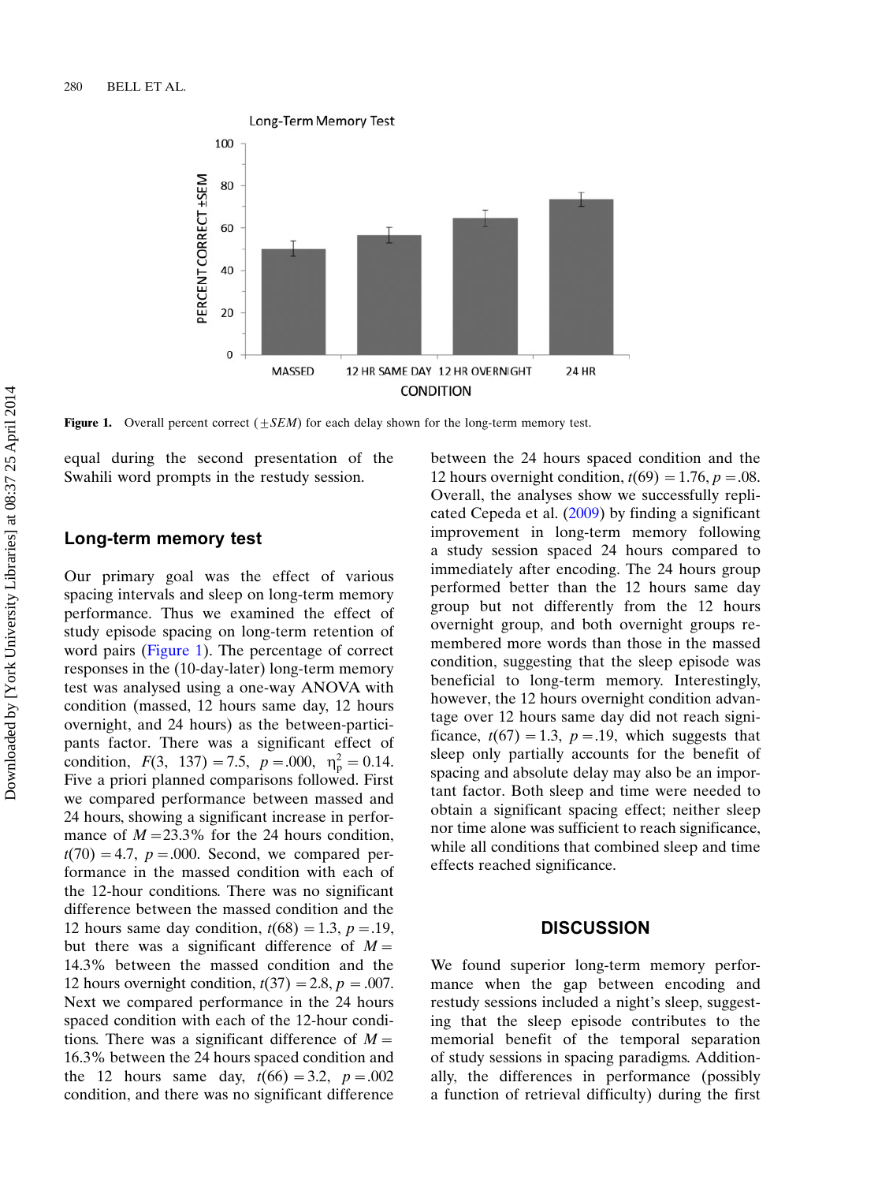Figure 1. Overall percent correct (±*SEM*) for each delay shown for the long-term memory test.

equal during the second presentation of the Swahili word prompts in the restudy session.

## Long-term memory test

Our primary goal was the effect of various spacing intervals and sleep on long-term memory performance. Thus we examined the effect of study episode spacing on long-term retention of word pairs (Figure 1). The percentage of correct responses in the (10-day-later) long-term memory test was analysed using a one-way ANOVA with condition (massed, 12 hours same day, 12 hours overnight, and 24 hours) as the between-participants factor. There was a significant effect of condition, $F(3, 137) = 7.5$, $p = .000$, $\eta_p^2 = 0.14$. Five a priori planned comparisons followed. First we compared performance between massed and 24 hours, showing a significant increase in performance of $M = 23.3\%$ for the 24 hours condition, $t(70) = 4.7$, $p = .000$. Second, we compared performance in the massed condition with each of the 12-hour conditions. There was no significant difference between the massed condition and the 12 hours same day condition, $t(68) = 1.3$, $p = .19$, but there was a significant difference of $M = 14.3\%$ between the massed condition and the 12 hours overnight condition, $t(37) = 2.8$, $p = .007$. Next we compared performance in the 24 hours spaced condition with each of the 12-hour conditions. There was a significant difference of $M = 16.3\%$ between the 24 hours spaced condition and the 12 hours same day, $t(66) = 3.2$, $p = .002$ condition, and there was no significant difference between the 24 hours spaced condition and the 12 hours overnight condition, $t(69) = 1.76$, $p = .08$. Overall, the analyses show we successfully replicated Cepeda et al. (2009) by finding a significant improvement in long-term memory following a study session spaced 24 hours compared to immediately after encoding. The 24 hours group performed better than the 12 hours same day group but not differently from the 12 hours overnight group, and both overnight groups remembered more words than those in the massed condition, suggesting that the sleep episode was beneficial to long-term memory. Interestingly, however, the 12 hours overnight condition advantage over 12 hours same day did not reach significance, $t(67) = 1.3$, $p = .19$, which suggests that sleep only partially accounts for the benefit of spacing and absolute delay may also be an important factor. Both sleep and time were needed to obtain a significant spacing effect; neither sleep nor time alone was sufficient to reach significance, while all conditions that combined sleep and time effects reached significance.

## DISCUSSION

We found superior long-term memory performance when the gap between encoding and restudy sessions included a night's sleep, suggesting that the sleep episode contributes to the memorial benefit of the temporal separation of study sessions in spacing paradigms. Additionally, the differences in performance (possibly a function of retrieval difficulty) during the first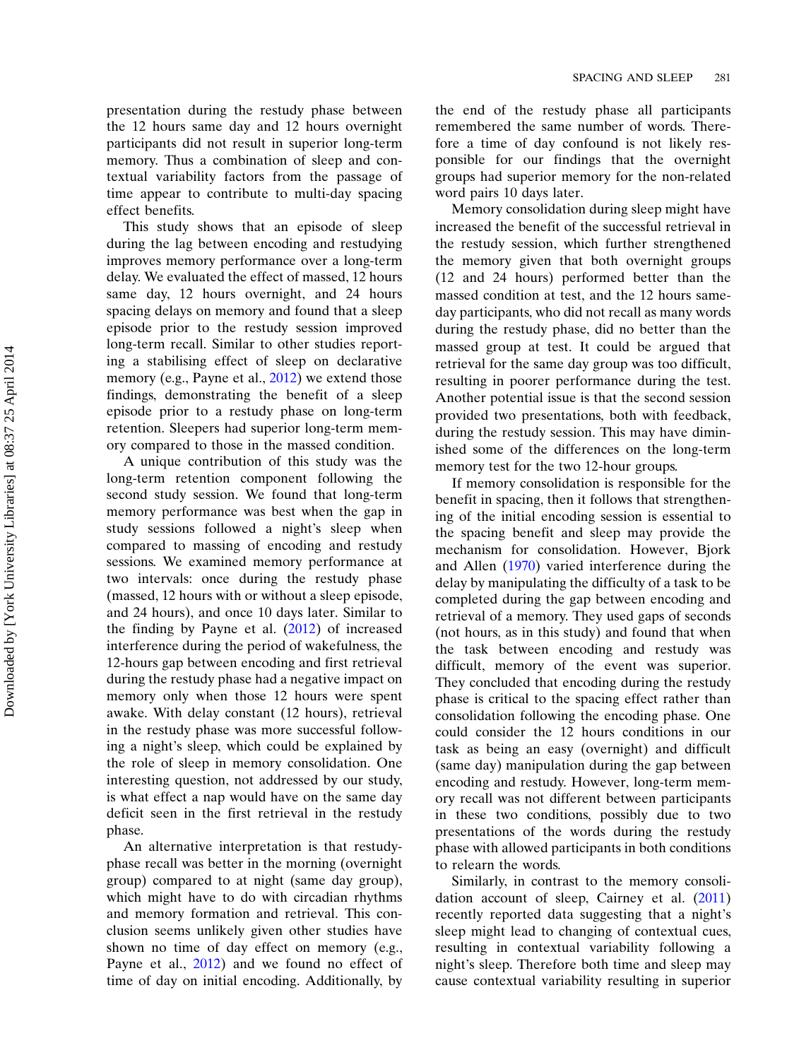presentation during the restudy phase between the 12 hours same day and 12 hours overnight participants did not result in superior long-term memory. Thus a combination of sleep and contextual variability factors from the passage of time appear to contribute to multi-day spacing effect benefits.

This study shows that an episode of sleep during the lag between encoding and restudying improves memory performance over a long-term delay. We evaluated the effect of massed, 12 hours same day, 12 hours overnight, and 24 hours spacing delays on memory and found that a sleep episode prior to the restudy session improved long-term recall. Similar to other studies reporting a stabilising effect of sleep on declarative memory (e.g., Payne et al., 2012) we extend those findings, demonstrating the benefit of a sleep episode prior to a restudy phase on long-term retention. Sleepers had superior long-term memory compared to those in the massed condition.

A unique contribution of this study was the long-term retention component following the second study session. We found that long-term memory performance was best when the gap in study sessions followed a night's sleep when compared to massing of encoding and restudy sessions. We examined memory performance at two intervals: once during the restudy phase (massed, 12 hours with or without a sleep episode, and 24 hours), and once 10 days later. Similar to the finding by Payne et al. (2012) of increased interference during the period of wakefulness, the 12-hours gap between encoding and first retrieval during the restudy phase had a negative impact on memory only when those 12 hours were spent awake. With delay constant (12 hours), retrieval in the restudy phase was more successful following a night's sleep, which could be explained by the role of sleep in memory consolidation. One interesting question, not addressed by our study, is what effect a nap would have on the same day deficit seen in the first retrieval in the restudy phase.

An alternative interpretation is that restudy-phase recall was better in the morning (overnight group) compared to at night (same day group), which might have to do with circadian rhythms and memory formation and retrieval. This conclusion seems unlikely given other studies have shown no time of day effect on memory (e.g., Payne et al., 2012) and we found no effect of time of day on initial encoding. Additionally, by the end of the restudy phase all participants remembered the same number of words. Therefore a time of day confound is not likely responsible for our findings that the overnight groups had superior memory for the non-related word pairs 10 days later.

Memory consolidation during sleep might have increased the benefit of the successful retrieval in the restudy session, which further strengthened the memory given that both overnight groups (12 and 24 hours) performed better than the massed condition at test, and the 12 hours same-day participants, who did not recall as many words during the restudy phase, did no better than the massed group at test. It could be argued that retrieval for the same day group was too difficult, resulting in poorer performance during the test. Another potential issue is that the second session provided two presentations, both with feedback, during the restudy session. This may have diminished some of the differences on the long-term memory test for the two 12-hour groups.

If memory consolidation is responsible for the benefit in spacing, then it follows that strengthening of the initial encoding session is essential to the spacing benefit and sleep may provide the mechanism for consolidation. However, Bjork and Allen (1970) varied interference during the delay by manipulating the difficulty of a task to be completed during the gap between encoding and retrieval of a memory. They used gaps of seconds (not hours, as in this study) and found that when the task between encoding and restudy was difficult, memory of the event was superior. They concluded that encoding during the restudy phase is critical to the spacing effect rather than consolidation following the encoding phase. One could consider the 12 hours conditions in our task as being an easy (overnight) and difficult (same day) manipulation during the gap between encoding and restudy. However, long-term memory recall was not different between participants in these two conditions, possibly due to two presentations of the words during the restudy phase with allowed participants in both conditions to relearn the words.

Similarly, in contrast to the memory consolidation account of sleep, Cairney et al. (2011) recently reported data suggesting that a night's sleep might lead to changing of contextual cues, resulting in contextual variability following a night's sleep. Therefore both time and sleep may cause contextual variability resulting in superior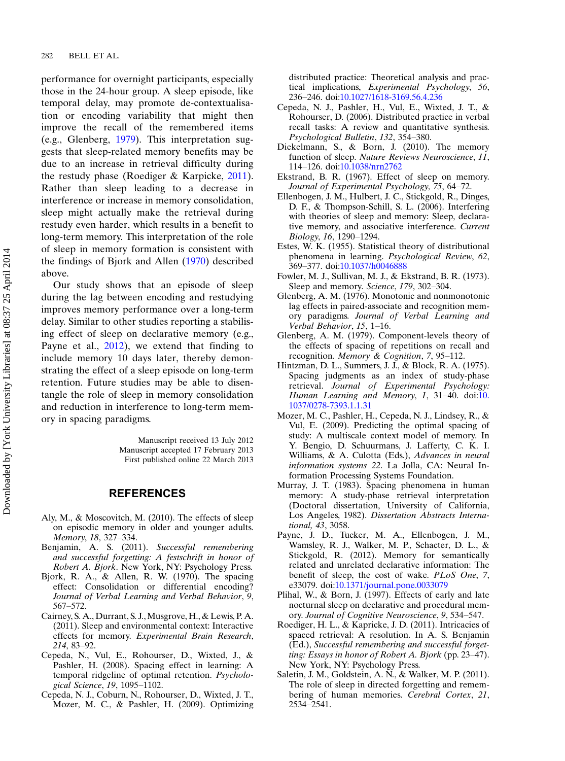performance for overnight participants, especially those in the 24-hour group. A sleep episode, like temporal delay, may promote de-contextualisation or encoding variability that might then improve the recall of the remembered items (e.g., Glenberg, 1979). This interpretation suggests that sleep-related memory benefits may be due to an increase in retrieval difficulty during the restudy phase (Roediger & Karpicke, 2011). Rather than sleep leading to a decrease in interference or increase in memory consolidation, sleep might actually make the retrieval during restudy even harder, which results in a benefit to long-term memory. This interpretation of the role of sleep in memory formation is consistent with the findings of Bjork and Allen (1970) described above.

Our study shows that an episode of sleep during the lag between encoding and restudying improves memory performance over a long-term delay. Similar to other studies reporting a stabilising effect of sleep on declarative memory (e.g., Payne et al., 2012), we extend that finding to include memory 10 days later, thereby demonstrating the effect of a sleep episode on long-term retention. Future studies may be able to disentangle the role of sleep in memory consolidation and reduction in interference to long-term memory in spacing paradigms.

Manuscript received 13 July 2012
Manuscript accepted 17 February 2013
First published online 22 March 2013

## REFERENCES

Aly, M., & Moscovitch, M. (2010). The effects of sleep on episodic memory in older and younger adults. *Memory*, *18*, 327–334.

Benjamin, A. S. (2011). *Successful remembering and successful forgetting: A festschrift in honor of Robert A. Bjork*. New York, NY: Psychology Press.

Bjork, R. A., & Allen, R. W. (1970). The spacing effect: Consolidation or differential encoding? *Journal of Verbal Learning and Verbal Behavior*, *9*, 567–572.

Cairney, S. A., Durrant, S. J., Musgrove, H., & Lewis, P. A. (2011). Sleep and environmental context: Interactive effects for memory. *Experimental Brain Research*, *214*, 83–92.

Cepeda, N., Vul, E., Rohourser, D., Wixted, J., & Pashler, H. (2008). Spacing effect in learning: A temporal ridgeline of optimal retention. *Psychological Science*, *19*, 1095–1102.

Cepeda, N. J., Coburn, N., Rohourser, D., Wixted, J. T., Mozer, M. C., & Pashler, H. (2009). Optimizing distributed practice: Theoretical analysis and practical implications. *Experimental Psychology*, *56*, 236–246. doi:10.1027/1618-3169.56.4.236

Cepeda, N. J., Pashler, H., Vul, E., Wixted, J. T., & Rohourser, D. (2006). Distributed practice in verbal recall tasks: A review and quantitative synthesis. *Psychological Bulletin*, *132*, 354–380.

Diekelmann, S., & Born, J. (2010). The memory function of sleep. *Nature Reviews Neuroscience*, *11*, 114–126. doi:10.1038/nrn2762

Ekstrand, B. R. (1967). Effect of sleep on memory. *Journal of Experimental Psychology*, *75*, 64–72.

Ellenbogen, J. M., Hulbert, J. C., Stickgold, R., Dinges, D. F., & Thompson-Schill, S. L. (2006). Interfering with theories of sleep and memory: Sleep, declarative memory, and associative interference. *Current Biology*, *16*, 1290–1294.

Estes, W. K. (1955). Statistical theory of distributional phenomena in learning. *Psychological Review*, *62*, 369–377. doi:10.1037/h0046888

Fowler, M. J., Sullivan, M. J., & Ekstrand, B. R. (1973). Sleep and memory. *Science*, *179*, 302–304.

Glenberg, A. M. (1976). Monotonic and nonmonotonic lag effects in paired-associate and recognition memory paradigms. *Journal of Verbal Learning and Verbal Behavior*, *15*, 1–16.

Glenberg, A. M. (1979). Component-levels theory of the effects of spacing of repetitions on recall and recognition. *Memory & Cognition*, *7*, 95–112.

Hintzman, D. L., Summers, J. J., & Block, R. A. (1975). Spacing judgments as an index of study-phase retrieval. *Journal of Experimental Psychology: Human Learning and Memory*, *1*, 31–40. doi:10.1037/0278-7393.1.1.31

Mozer, M. C., Pashler, H., Cepeda, N. J., Lindsey, R., & Vul, E. (2009). Predicting the optimal spacing of study: A multiscale context model of memory. In Y. Bengio, D. Schuurmans, J. Lafferty, C. K. I. Williams, & A. Culotta (Eds.), *Advances in neural information systems 22*. La Jolla, CA: Neural Information Processing Systems Foundation.

Murray, J. T. (1983). Spacing phenomena in human memory: A study-phase retrieval interpretation (Doctoral dissertation, University of California, Los Angeles, 1982). *Dissertation Abstracts International, 43*, 3058.

Payne, J. D., Tucker, M. A., Ellenbogen, J. M., Wamsley, R. J., Walker, M. P., Schacter, D. L., & Stickgold, R. (2012). Memory for semantically related and unrelated declarative information: The benefit of sleep, the cost of wake. *PLoS One*, *7*, e33079. doi:10.1371/journal.pone.0033079

Plihal, W., & Born, J. (1997). Effects of early and late nocturnal sleep on declarative and procedural memory. *Journal of Cognitive Neuroscience*, *9*, 534–547.

Roediger, H. L., & Kapricke, J. D. (2011). Intricacies of spaced retrieval: A resolution. In A. S. Benjamin (Ed.), *Successful remembering and successful forgetting: Essays in honor of Robert A. Bjork* (pp. 23–47). New York, NY: Psychology Press.

Saletin, J. M., Goldstein, A. N., & Walker, M. P. (2011). The role of sleep in directed forgetting and remembering of human memories. *Cerebral Cortex*, *21*, 2534–2541.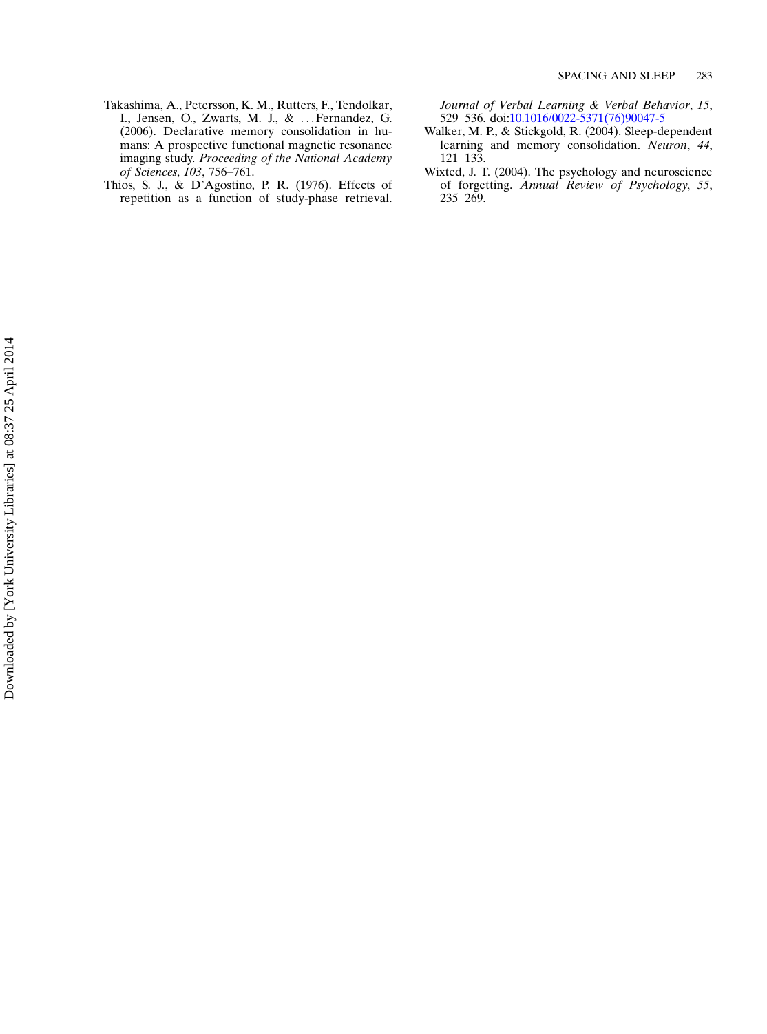Takashima, A., Petersson, K. M., Rutters, F., Tendolkar, I., Jensen, O., Zwarts, M. J., & . . . Fernandez, G. (2006). Declarative memory consolidation in humans: A prospective functional magnetic resonance imaging study. *Proceeding of the National Academy of Sciences*, *103*, 756–761.

Thios, S. J., & D'Agostino, P. R. (1976). Effects of repetition as a function of study-phase retrieval. *Journal of Verbal Learning & Verbal Behavior*, *15*, 529–536. doi:10.1016/0022-5371(76)90047-5

Walker, M. P., & Stickgold, R. (2004). Sleep-dependent learning and memory consolidation. *Neuron*, *44*, 121–133.

Wixted, J. T. (2004). The psychology and neuroscience of forgetting. *Annual Review of Psychology*, *55*, 235–269.